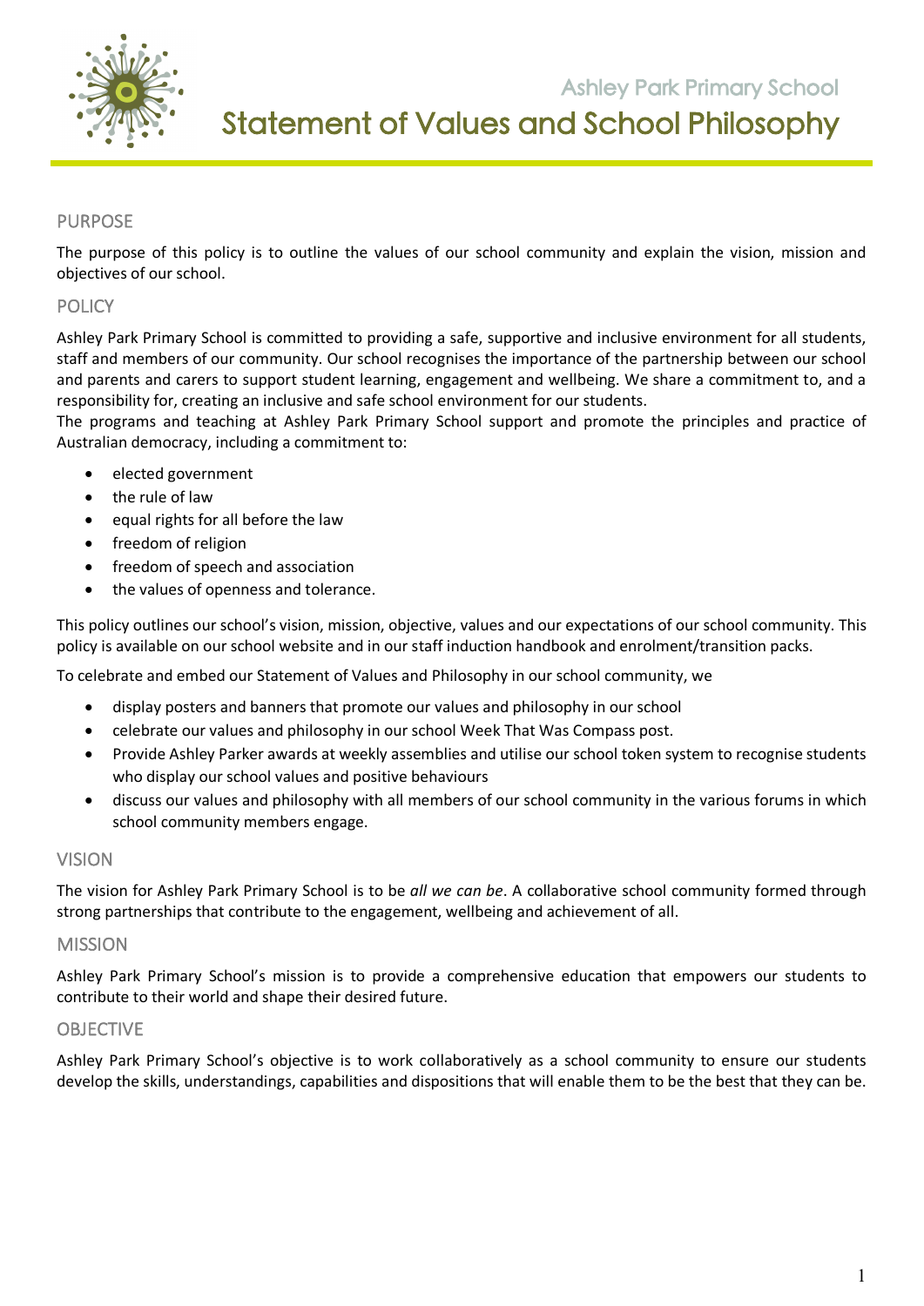Ashley Park Primary School

# Statement of Values and School Philosophy

## PURPOSE

The purpose of this policy is to outline the values of our school community and explain the vision, mission and objectives of our school.

## POLICY

Ashley Park Primary School is committed to providing a safe, supportive and inclusive environment for all students, staff and members of our community. Our school recognises the importance of the partnership between our school and parents and carers to support student learning, engagement and wellbeing. We share a commitment to, and a responsibility for, creating an inclusive and safe school environment for our students.

The programs and teaching at Ashley Park Primary School support and promote the principles and practice of Australian democracy, including a commitment to:

- elected government
- the rule of law
- equal rights for all before the law
- freedom of religion
- freedom of speech and association
- the values of openness and tolerance.

This policy outlines our school's vision, mission, objective, values and our expectations of our school community. This policy is available on our school website and in our staff induction handbook and enrolment/transition packs.

To celebrate and embed our Statement of Values and Philosophy in our school community, we

- display posters and banners that promote our values and philosophy in our school
- celebrate our values and philosophy in our school Week That Was Compass post.
- Provide Ashley Parker awards at weekly assemblies and utilise our school token system to recognise students who display our school values and positive behaviours
- discuss our values and philosophy with all members of our school community in the various forums in which school community members engage.

## VISION

The vision for Ashley Park Primary School is to be *all we can be*. A collaborative school community formed through strong partnerships that contribute to the engagement, wellbeing and achievement of all.

## MISSION

Ashley Park Primary School's mission is to provide a comprehensive education that empowers our students to contribute to their world and shape their desired future.

## OBJECTIVE

Ashley Park Primary School's objective is to work collaboratively as a school community to ensure our students develop the skills, understandings, capabilities and dispositions that will enable them to be the best that they can be.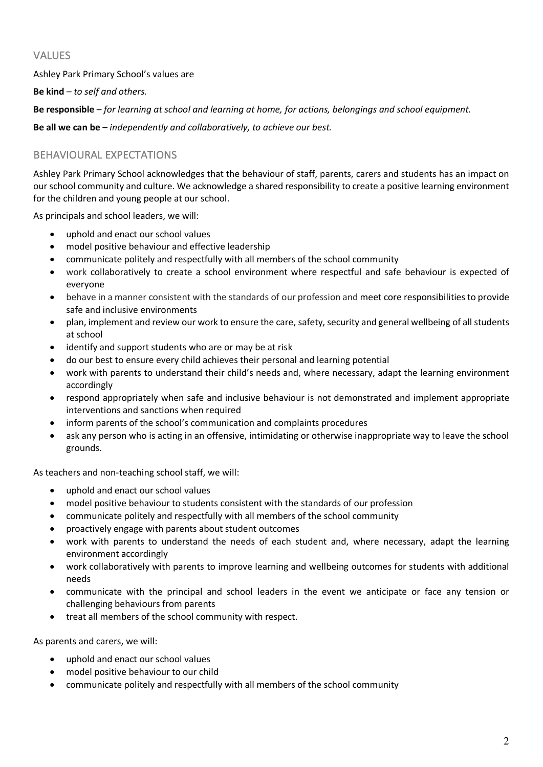## VALUES

Ashley Park Primary School's values are

**Be kind** – *to self and others.*

**Be responsible** – *for learning at school and learning at home, for actions, belongings and school equipment.*

**Be all we can be** – *independently and collaboratively, to achieve our best.*

## BEHAVIOURAL EXPECTATIONS

Ashley Park Primary School acknowledges that the behaviour of staff, parents, carers and students has an impact on our school community and culture. We acknowledge a shared responsibility to create a positive learning environment for the children and young people at our school.

As principals and school leaders, we will:

- uphold and enact our school values
- model positive behaviour and effective leadership
- communicate politely and respectfully with all members of the school community
- work collaboratively to create a school environment where respectful and safe behaviour is expected of everyone
- behave in a manner consistent with the standards of our profession and meet core responsibilities to provide safe and inclusive environments
- plan, implement and review our work to ensure the care, safety, security and general wellbeing of all students at school
- identify and support students who are or may be at risk
- do our best to ensure every child achieves their personal and learning potential
- work with parents to understand their child's needs and, where necessary, adapt the learning environment accordingly
- respond appropriately when safe and inclusive behaviour is not demonstrated and implement appropriate interventions and sanctions when required
- inform parents of the school's communication and complaints procedures
- ask any person who is acting in an offensive, intimidating or otherwise inappropriate way to leave the school grounds.

As teachers and non-teaching school staff, we will:

- uphold and enact our school values
- model positive behaviour to students consistent with the standards of our profession
- communicate politely and respectfully with all members of the school community
- proactively engage with parents about student outcomes
- work with parents to understand the needs of each student and, where necessary, adapt the learning environment accordingly
- work collaboratively with parents to improve learning and wellbeing outcomes for students with additional needs
- communicate with the principal and school leaders in the event we anticipate or face any tension or challenging behaviours from parents
- treat all members of the school community with respect.

As parents and carers, we will:

- uphold and enact our school values
- model positive behaviour to our child
- communicate politely and respectfully with all members of the school community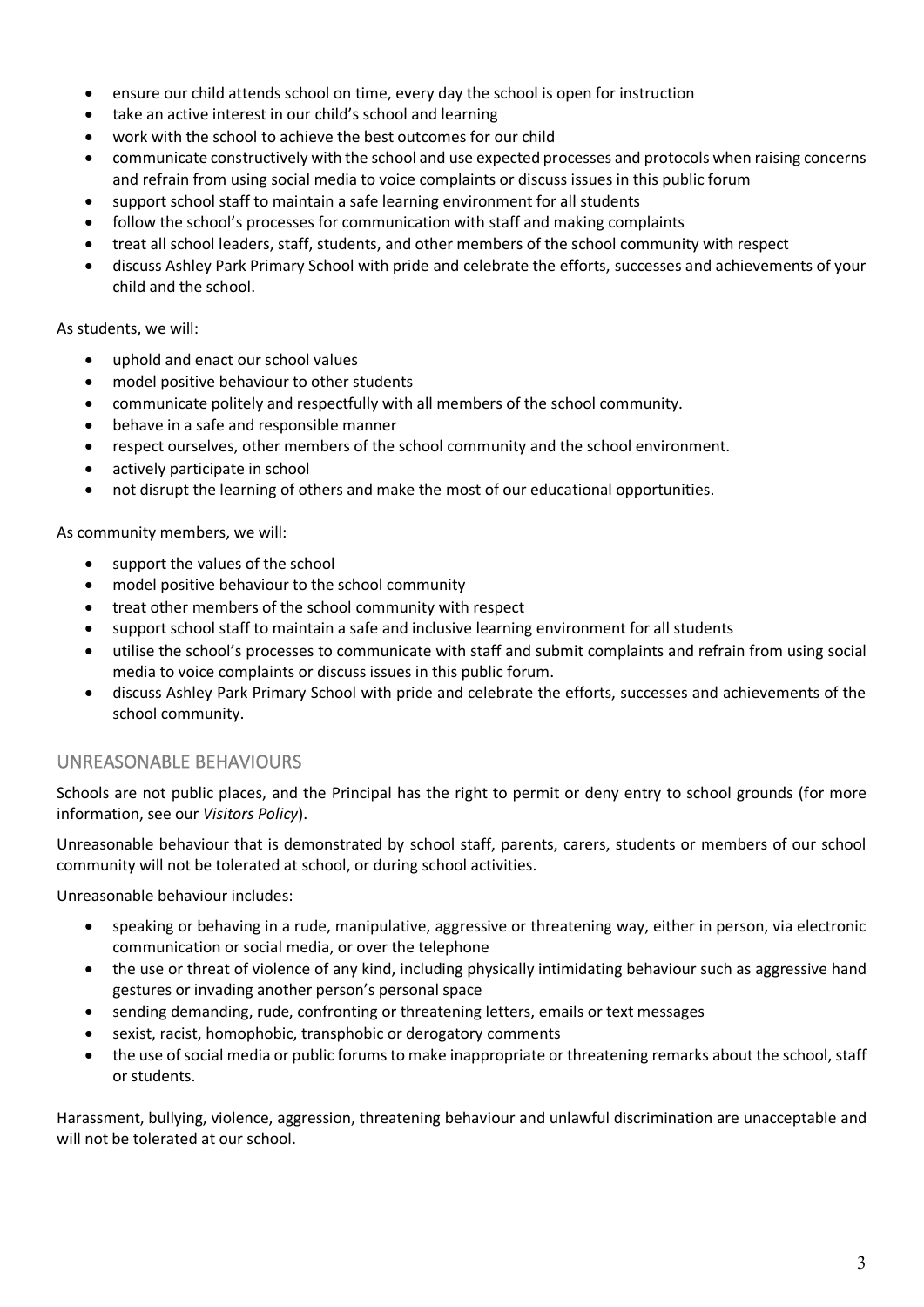- ensure our child attends school on time, every day the school is open for instruction
- take an active interest in our child's school and learning
- work with the school to achieve the best outcomes for our child
- communicate constructively with the school and use expected processes and protocols when raising concerns and refrain from using social media to voice complaints or discuss issues in this public forum
- support school staff to maintain a safe learning environment for all students
- follow the school's processes for communication with staff and making complaints
- treat all school leaders, staff, students, and other members of the school community with respect
- discuss Ashley Park Primary School with pride and celebrate the efforts, successes and achievements of your child and the school.

As students, we will:

- uphold and enact our school values
- model positive behaviour to other students
- communicate politely and respectfully with all members of the school community.
- behave in a safe and responsible manner
- respect ourselves, other members of the school community and the school environment.
- actively participate in school
- not disrupt the learning of others and make the most of our educational opportunities.

As community members, we will:

- support the values of the school
- model positive behaviour to the school community
- treat other members of the school community with respect
- support school staff to maintain a safe and inclusive learning environment for all students
- utilise the school's processes to communicate with staff and submit complaints and refrain from using social media to voice complaints or discuss issues in this public forum.
- discuss Ashley Park Primary School with pride and celebrate the efforts, successes and achievements of the school community.

## UNREASONABLE BEHAVIOURS

Schools are not public places, and the Principal has the right to permit or deny entry to school grounds (for more information, see our *Visitors Policy*).

Unreasonable behaviour that is demonstrated by school staff, parents, carers, students or members of our school community will not be tolerated at school, or during school activities.

Unreasonable behaviour includes:

- speaking or behaving in a rude, manipulative, aggressive or threatening way, either in person, via electronic communication or social media, or over the telephone
- the use or threat of violence of any kind, including physically intimidating behaviour such as aggressive hand gestures or invading another person's personal space
- sending demanding, rude, confronting or threatening letters, emails or text messages
- sexist, racist, homophobic, transphobic or derogatory comments
- the use of social media or public forums to make inappropriate or threatening remarks about the school, staff or students.

Harassment, bullying, violence, aggression, threatening behaviour and unlawful discrimination are unacceptable and will not be tolerated at our school.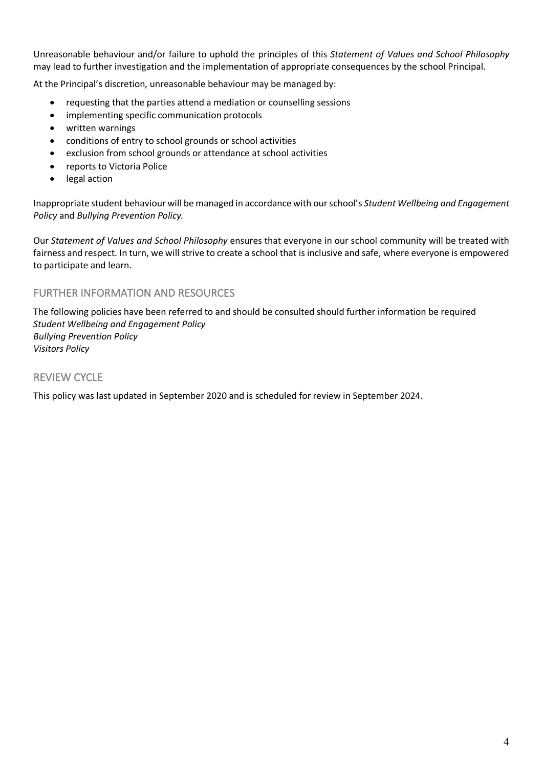Unreasonable behaviour and/or failure to uphold the principles of this *Statement of Values and School Philosophy* may lead to further investigation and the implementation of appropriate consequences by the school Principal.

At the Principal's discretion, unreasonable behaviour may be managed by:

- requesting that the parties attend a mediation or counselling sessions
- implementing specific communication protocols
- written warnings
- conditions of entry to school grounds or school activities
- exclusion from school grounds or attendance at school activities
- reports to Victoria Police
- legal action

Inappropriate student behaviour will be managed in accordance with our school's *Student Wellbeing and Engagement Policy* and *Bullying Prevention Policy.*

Our *Statement of Values and School Philosophy* ensures that everyone in our school community will be treated with fairness and respect. In turn, we will strive to create a school that is inclusive and safe, where everyone is empowered to participate and learn.

## FURTHER INFORMATION AND RESOURCES

The following policies have been referred to and should be consulted should further information be required
*Student Wellbeing and Engagement Policy*
*Bullying Prevention Policy*
*Visitors Policy*

## REVIEW CYCLE

This policy was last updated in September 2020 and is scheduled for review in September 2024.